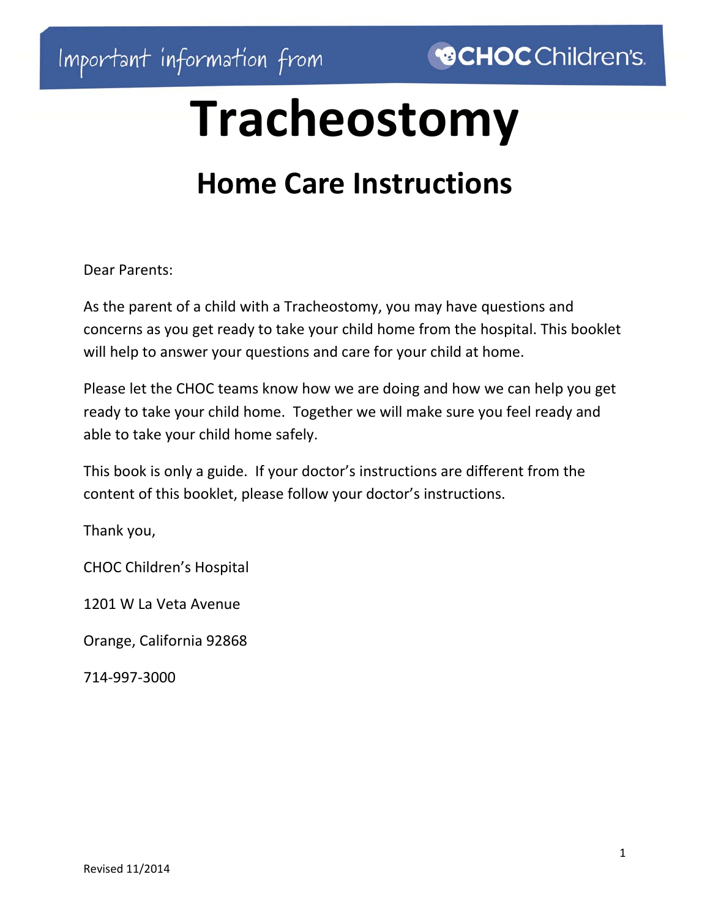Important information from CHOC Children's

# Tracheostomy

## Home Care Instructions

Dear Parents:

As the parent of a child with a Tracheostomy, you may have questions and concerns as you get ready to take your child home from the hospital. This booklet will help to answer your questions and care for your child at home.

Please let the CHOC teams know how we are doing and how we can help you get ready to take your child home. Together we will make sure you feel ready and able to take your child home safely.

This book is only a guide. If your doctor's instructions are different from the content of this booklet, please follow your doctor's instructions.

Thank you,

CHOC Children's Hospital

1201 W La Veta Avenue

Orange, California 92868

714-997-3000

Revised 11/2014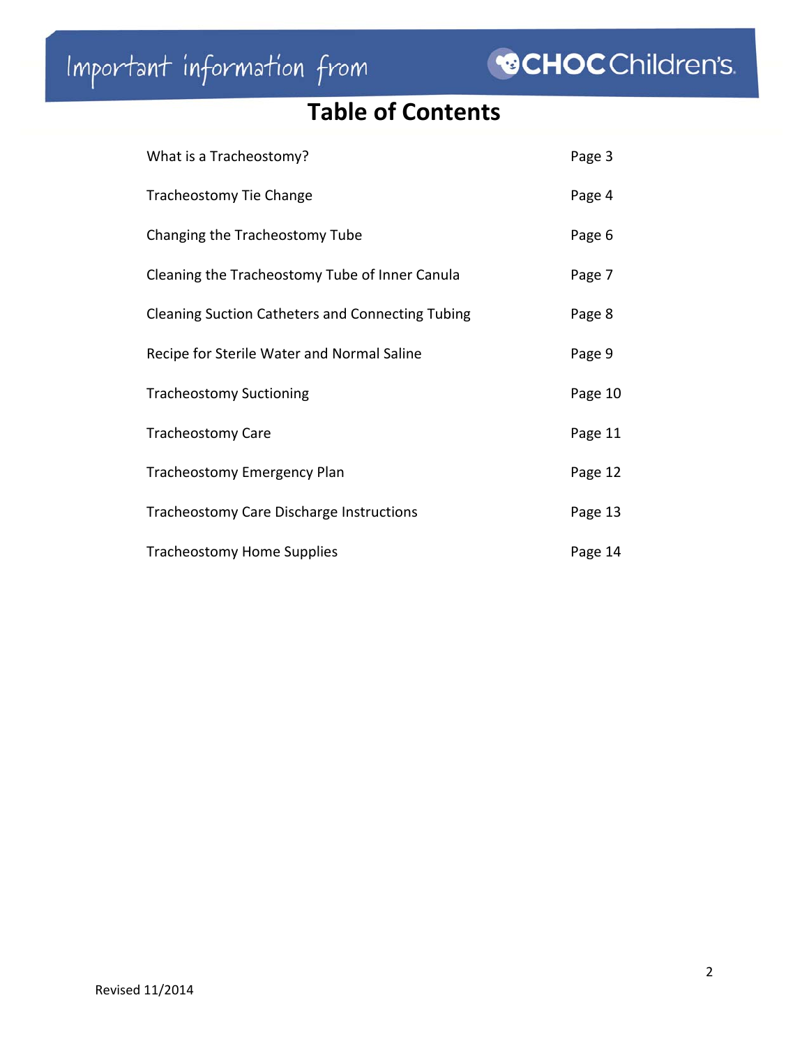# Table of Contents

| | |
|---|---|
| What is a Tracheostomy? | Page 3 |
| Tracheostomy Tie Change | Page 4 |
| Changing the Tracheostomy Tube | Page 6 |
| Cleaning the Tracheostomy Tube of Inner Canula | Page 7 |
| Cleaning Suction Catheters and Connecting Tubing | Page 8 |
| Recipe for Sterile Water and Normal Saline | Page 9 |
| Tracheostomy Suctioning | Page 10 |
| Tracheostomy Care | Page 11 |
| Tracheostomy Emergency Plan | Page 12 |
| Tracheostomy Care Discharge Instructions | Page 13 |
| Tracheostomy Home Supplies | Page 14 |

Revised 11/2014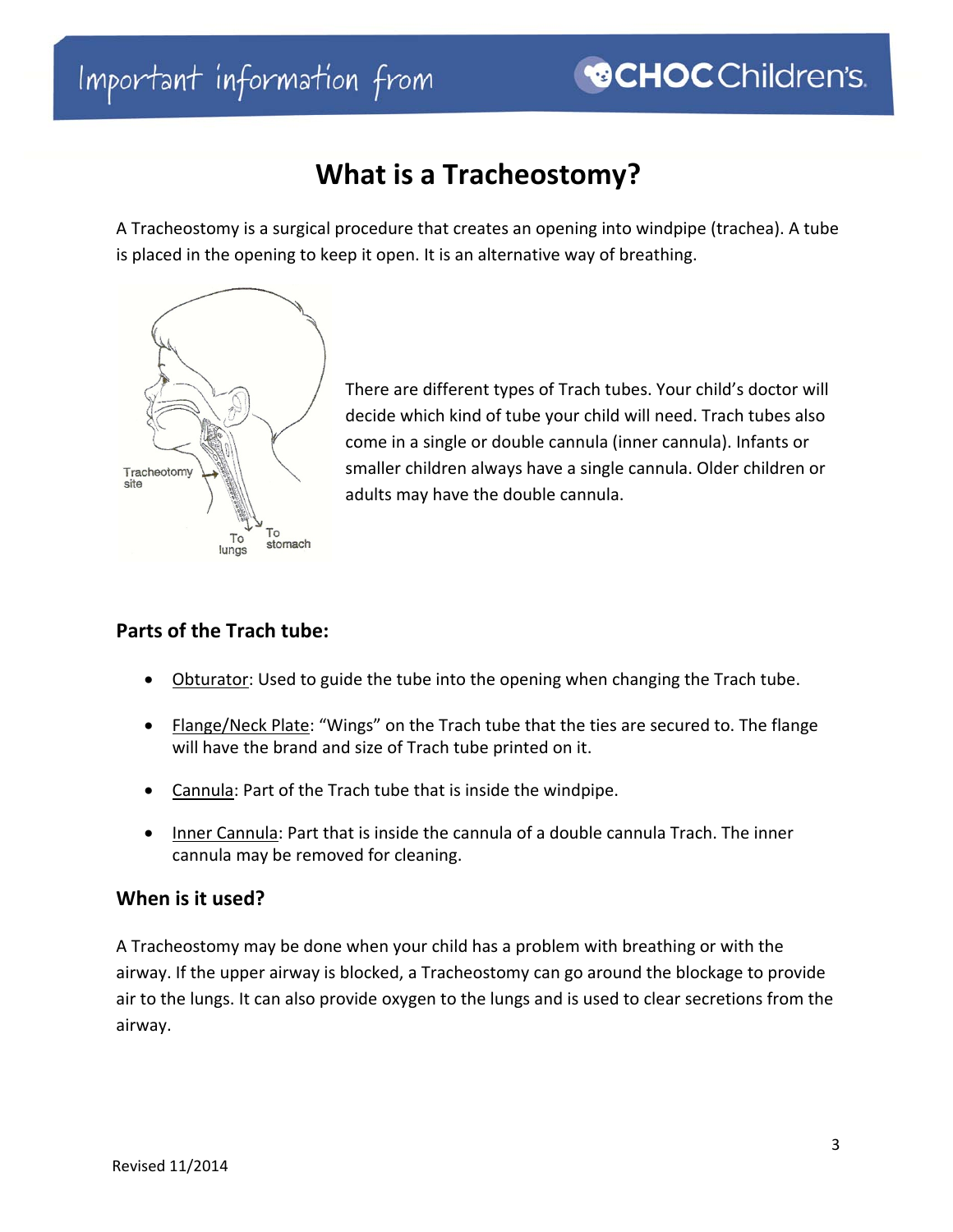# What is a Tracheostomy?

A Tracheostomy is a surgical procedure that creates an opening into windpipe (trachea). A tube is placed in the opening to keep it open. It is an alternative way of breathing.

There are different types of Trach tubes. Your child's doctor will decide which kind of tube your child will need. Trach tubes also come in a single or double cannula (inner cannula). Infants or smaller children always have a single cannula. Older children or adults may have the double cannula.

## Parts of the Trach tube:

- Obturator: Used to guide the tube into the opening when changing the Trach tube.
- Flange/Neck Plate: "Wings" on the Trach tube that the ties are secured to. The flange will have the brand and size of Trach tube printed on it.
- Cannula: Part of the Trach tube that is inside the windpipe.
- Inner Cannula: Part that is inside the cannula of a double cannula Trach. The inner cannula may be removed for cleaning.

## When is it used?

A Tracheostomy may be done when your child has a problem with breathing or with the airway. If the upper airway is blocked, a Tracheostomy can go around the blockage to provide air to the lungs. It can also provide oxygen to the lungs and is used to clear secretions from the airway.

Revised 11/2014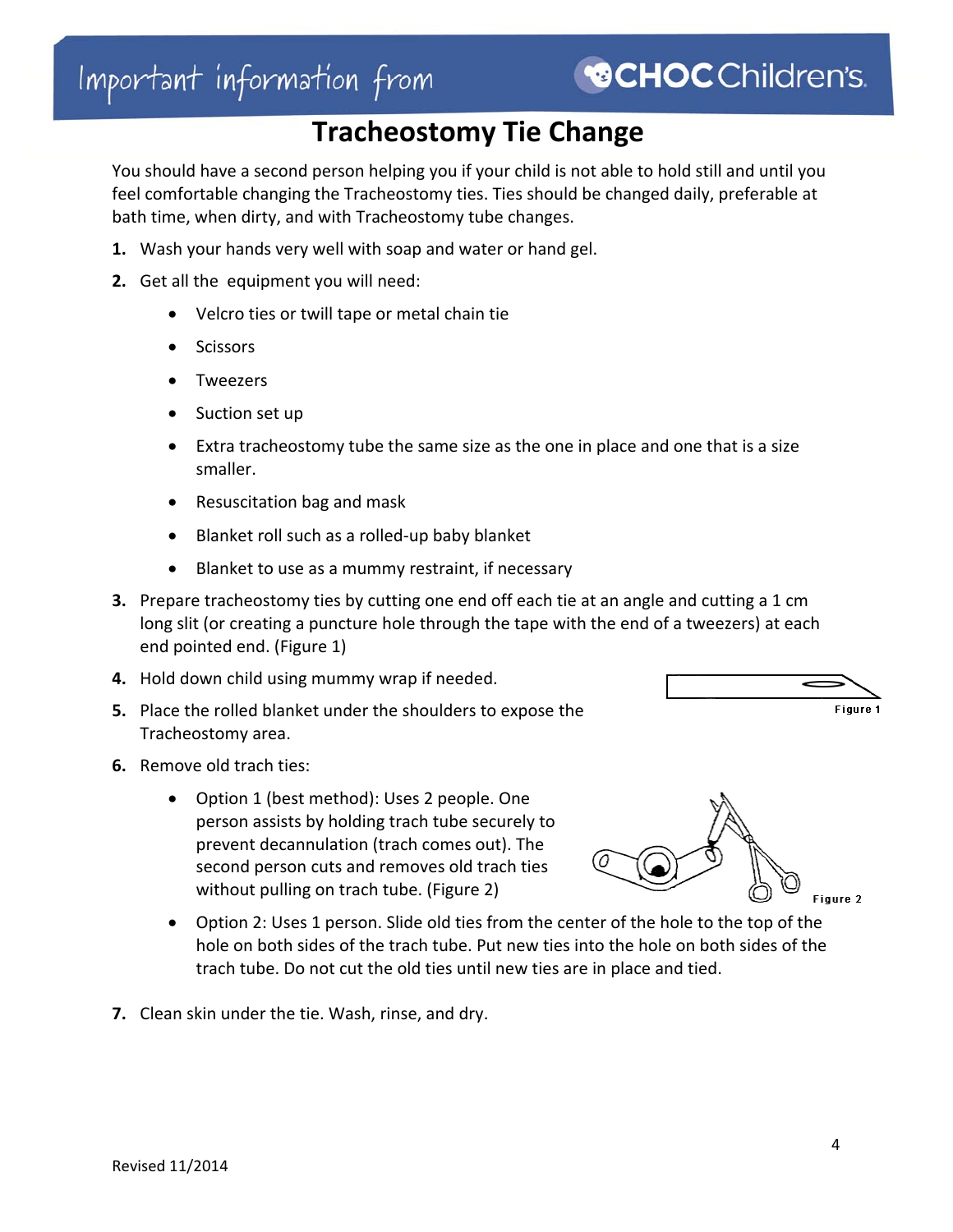Important information from CHOC Children's

# Tracheostomy Tie Change

You should have a second person helping you if your child is not able to hold still and until you feel comfortable changing the Tracheostomy ties. Ties should be changed daily, preferable at bath time, when dirty, and with Tracheostomy tube changes.

1. Wash your hands very well with soap and water or hand gel.
2. Get all the equipment you will need:
   - Velcro ties or twill tape or metal chain tie
   - Scissors
   - Tweezers
   - Suction set up
   - Extra tracheostomy tube the same size as the one in place and one that is a size smaller.
   - Resuscitation bag and mask
   - Blanket roll such as a rolled-up baby blanket
   - Blanket to use as a mummy restraint, if necessary
3. Prepare tracheostomy ties by cutting one end off each tie at an angle and cutting a 1 cm long slit (or creating a puncture hole through the tape with the end of a tweezers) at each end pointed end. (Figure 1)
4. Hold down child using mummy wrap if needed.
5. Place the rolled blanket under the shoulders to expose the Tracheostomy area.

Figure 1

6. Remove old trach ties:
   - Option 1 (best method): Uses 2 people. One person assists by holding trach tube securely to prevent decannulation (trach comes out). The second person cuts and removes old trach ties without pulling on trach tube. (Figure 2)
   - Option 2: Uses 1 person. Slide old ties from the center of the hole to the top of the hole on both sides of the trach tube. Put new ties into the hole on both sides of the trach tube. Do not cut the old ties until new ties are in place and tied.

Figure 2

7. Clean skin under the tie. Wash, rinse, and dry.

Revised 11/2014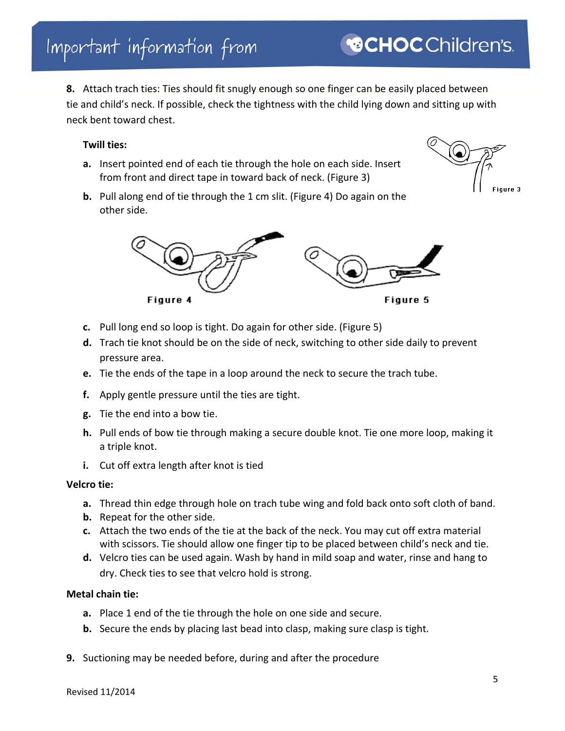**8.** Attach trach ties: Ties should fit snugly enough so one finger can be easily placed between tie and child's neck. If possible, check the tightness with the child lying down and sitting up with neck bent toward chest.

**Twill ties:**

- **a.** Insert pointed end of each tie through the hole on each side. Insert from front and direct tape in toward back of neck. (Figure 3)

Figure 3

- **b.** Pull along end of tie through the 1 cm slit. (Figure 4) Do again on the other side.

Figure 4

Figure 5

- **c.** Pull long end so loop is tight. Do again for other side. (Figure 5)
- **d.** Trach tie knot should be on the side of neck, switching to other side daily to prevent pressure area.
- **e.** Tie the ends of the tape in a loop around the neck to secure the trach tube.
- **f.** Apply gentle pressure until the ties are tight.
- **g.** Tie the end into a bow tie.
- **h.** Pull ends of bow tie through making a secure double knot. Tie one more loop, making it a triple knot.
- **i.** Cut off extra length after knot is tied

**Velcro tie:**

- **a.** Thread thin edge through hole on trach tube wing and fold back onto soft cloth of band.
- **b.** Repeat for the other side.
- **c.** Attach the two ends of the tie at the back of the neck. You may cut off extra material with scissors. Tie should allow one finger tip to be placed between child's neck and tie.
- **d.** Velcro ties can be used again. Wash by hand in mild soap and water, rinse and hang to dry. Check ties to see that velcro hold is strong.

**Metal chain tie:**

- **a.** Place 1 end of the tie through the hole on one side and secure.
- **b.** Secure the ends by placing last bead into clasp, making sure clasp is tight.

**9.** Suctioning may be needed before, during and after the procedure

Revised 11/2014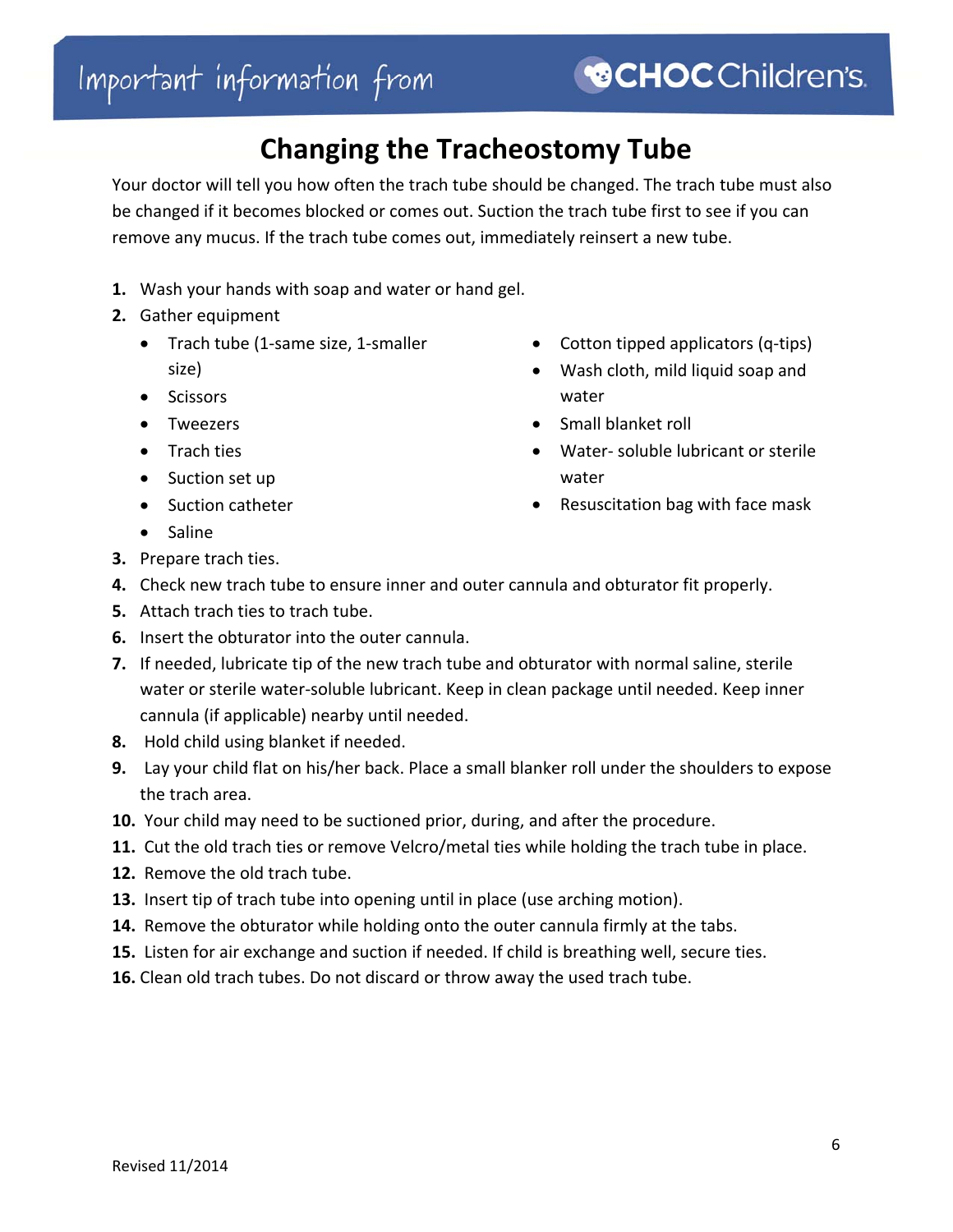# Changing the Tracheostomy Tube

Your doctor will tell you how often the trach tube should be changed. The trach tube must also be changed if it becomes blocked or comes out. Suction the trach tube first to see if you can remove any mucus. If the trach tube comes out, immediately reinsert a new tube.

1. Wash your hands with soap and water or hand gel.
2. Gather equipment
   - Trach tube (1-same size, 1-smaller size)
   - Scissors
   - Tweezers
   - Trach ties
   - Suction set up
   - Suction catheter
   - Saline
   - Cotton tipped applicators (q-tips)
   - Wash cloth, mild liquid soap and water
   - Small blanket roll
   - Water- soluble lubricant or sterile water
   - Resuscitation bag with face mask
3. Prepare trach ties.
4. Check new trach tube to ensure inner and outer cannula and obturator fit properly.
5. Attach trach ties to trach tube.
6. Insert the obturator into the outer cannula.
7. If needed, lubricate tip of the new trach tube and obturator with normal saline, sterile water or sterile water-soluble lubricant. Keep in clean package until needed. Keep inner cannula (if applicable) nearby until needed.
8. Hold child using blanket if needed.
9. Lay your child flat on his/her back. Place a small blanker roll under the shoulders to expose the trach area.
10. Your child may need to be suctioned prior, during, and after the procedure.
11. Cut the old trach ties or remove Velcro/metal ties while holding the trach tube in place.
12. Remove the old trach tube.
13. Insert tip of trach tube into opening until in place (use arching motion).
14. Remove the obturator while holding onto the outer cannula firmly at the tabs.
15. Listen for air exchange and suction if needed. If child is breathing well, secure ties.
16. Clean old trach tubes. Do not discard or throw away the used trach tube.

Revised 11/2014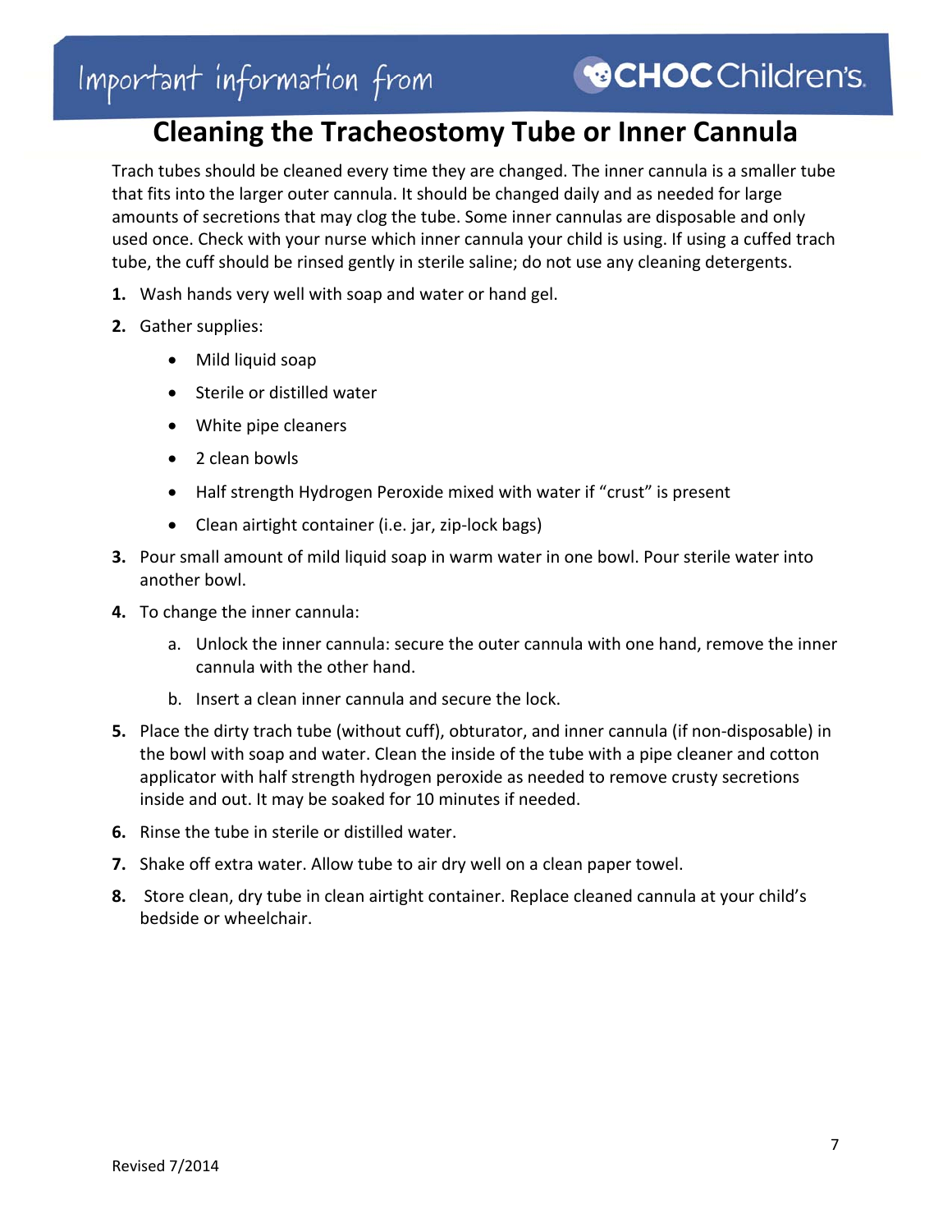# Cleaning the Tracheostomy Tube or Inner Cannula

Trach tubes should be cleaned every time they are changed. The inner cannula is a smaller tube that fits into the larger outer cannula. It should be changed daily and as needed for large amounts of secretions that may clog the tube. Some inner cannulas are disposable and only used once. Check with your nurse which inner cannula your child is using. If using a cuffed trach tube, the cuff should be rinsed gently in sterile saline; do not use any cleaning detergents.

1. Wash hands very well with soap and water or hand gel.
2. Gather supplies:
   - Mild liquid soap
   - Sterile or distilled water
   - White pipe cleaners
   - 2 clean bowls
   - Half strength Hydrogen Peroxide mixed with water if "crust" is present
   - Clean airtight container (i.e. jar, zip-lock bags)
3. Pour small amount of mild liquid soap in warm water in one bowl. Pour sterile water into another bowl.
4. To change the inner cannula:
   a. Unlock the inner cannula: secure the outer cannula with one hand, remove the inner cannula with the other hand.
   b. Insert a clean inner cannula and secure the lock.
5. Place the dirty trach tube (without cuff), obturator, and inner cannula (if non-disposable) in the bowl with soap and water. Clean the inside of the tube with a pipe cleaner and cotton applicator with half strength hydrogen peroxide as needed to remove crusty secretions inside and out. It may be soaked for 10 minutes if needed.
6. Rinse the tube in sterile or distilled water.
7. Shake off extra water. Allow tube to air dry well on a clean paper towel.
8. Store clean, dry tube in clean airtight container. Replace cleaned cannula at your child's bedside or wheelchair.

Revised 7/2014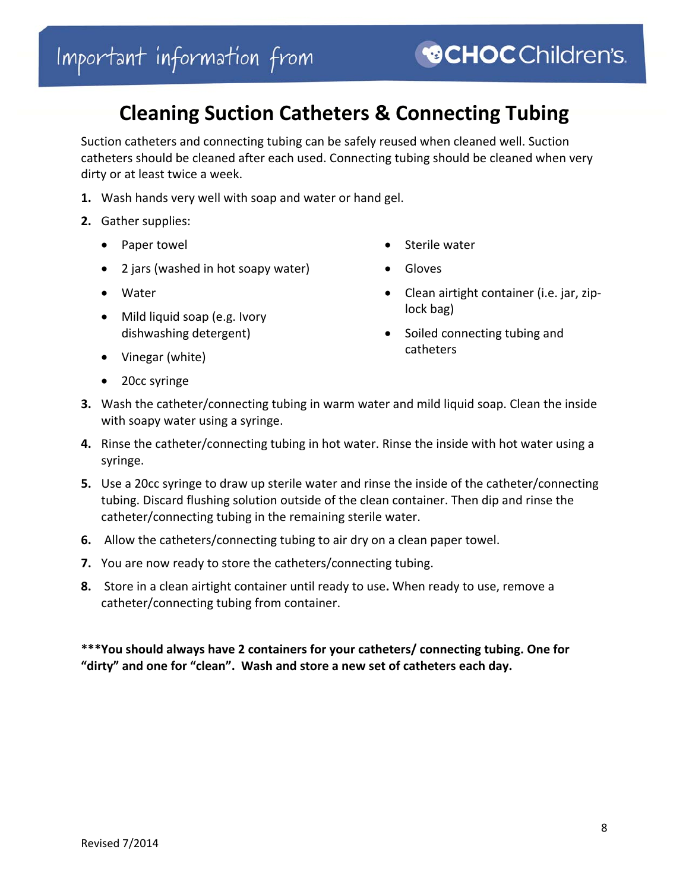Important information from CHOC Children's

# Cleaning Suction Catheters & Connecting Tubing

Suction catheters and connecting tubing can be safely reused when cleaned well. Suction catheters should be cleaned after each used. Connecting tubing should be cleaned when very dirty or at least twice a week.

1. Wash hands very well with soap and water or hand gel.
2. Gather supplies:
   - Paper towel
   - 2 jars (washed in hot soapy water)
   - Water
   - Mild liquid soap (e.g. Ivory dishwashing detergent)
   - Vinegar (white)
   - 20cc syringe
   - Sterile water
   - Gloves
   - Clean airtight container (i.e. jar, zip-lock bag)
   - Soiled connecting tubing and catheters
3. Wash the catheter/connecting tubing in warm water and mild liquid soap. Clean the inside with soapy water using a syringe.
4. Rinse the catheter/connecting tubing in hot water. Rinse the inside with hot water using a syringe.
5. Use a 20cc syringe to draw up sterile water and rinse the inside of the catheter/connecting tubing. Discard flushing solution outside of the clean container. Then dip and rinse the catheter/connecting tubing in the remaining sterile water.
6. Allow the catheters/connecting tubing to air dry on a clean paper towel.
7. You are now ready to store the catheters/connecting tubing.
8. Store in a clean airtight container until ready to use**.** When ready to use, remove a catheter/connecting tubing from container.

**\*\*\*You should always have 2 containers for your catheters/ connecting tubing. One for "dirty" and one for "clean". Wash and store a new set of catheters each day.**

Revised 7/2014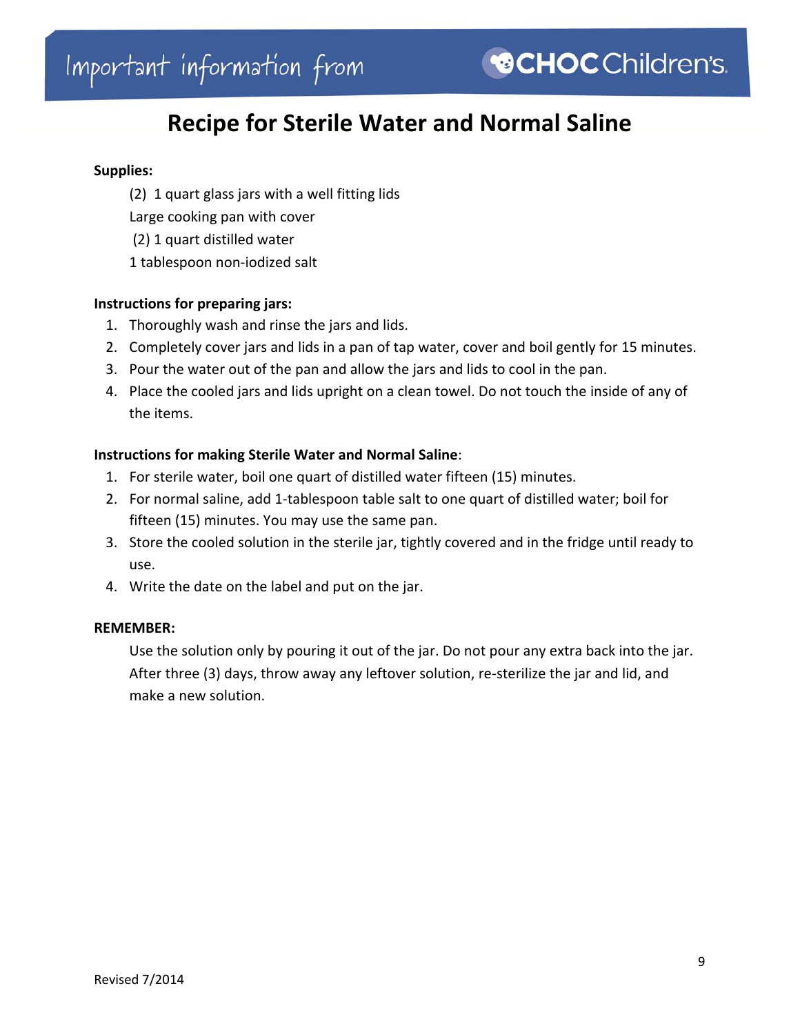# Recipe for Sterile Water and Normal Saline

**Supplies:**

(2) 1 quart glass jars with a well fitting lids

Large cooking pan with cover

(2) 1 quart distilled water

1 tablespoon non-iodized salt

**Instructions for preparing jars:**

1. Thoroughly wash and rinse the jars and lids.
2. Completely cover jars and lids in a pan of tap water, cover and boil gently for 15 minutes.
3. Pour the water out of the pan and allow the jars and lids to cool in the pan.
4. Place the cooled jars and lids upright on a clean towel. Do not touch the inside of any of the items.

**Instructions for making Sterile Water and Normal Saline**:

1. For sterile water, boil one quart of distilled water fifteen (15) minutes.
2. For normal saline, add 1-tablespoon table salt to one quart of distilled water; boil for fifteen (15) minutes. You may use the same pan.
3. Store the cooled solution in the sterile jar, tightly covered and in the fridge until ready to use.
4. Write the date on the label and put on the jar.

**REMEMBER:**

Use the solution only by pouring it out of the jar. Do not pour any extra back into the jar. After three (3) days, throw away any leftover solution, re-sterilize the jar and lid, and make a new solution.

Revised 7/2014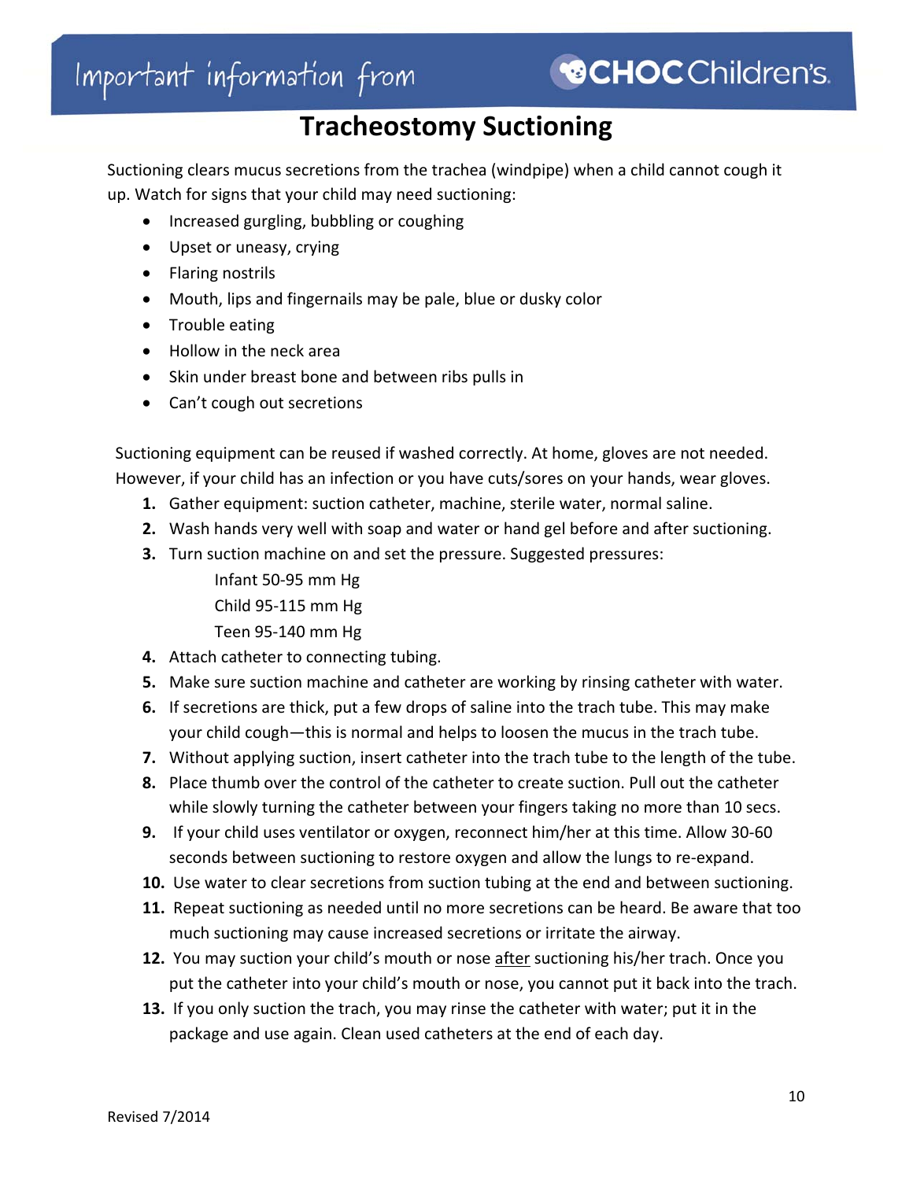Important information from CHOC Children's

# Tracheostomy Suctioning

Suctioning clears mucus secretions from the trachea (windpipe) when a child cannot cough it up. Watch for signs that your child may need suctioning:

- Increased gurgling, bubbling or coughing
- Upset or uneasy, crying
- Flaring nostrils
- Mouth, lips and fingernails may be pale, blue or dusky color
- Trouble eating
- Hollow in the neck area
- Skin under breast bone and between ribs pulls in
- Can't cough out secretions

Suctioning equipment can be reused if washed correctly. At home, gloves are not needed. However, if your child has an infection or you have cuts/sores on your hands, wear gloves.

1. Gather equipment: suction catheter, machine, sterile water, normal saline.
2. Wash hands very well with soap and water or hand gel before and after suctioning.
3. Turn suction machine on and set the pressure. Suggested pressures:
   - Infant 50-95 mm Hg
   - Child 95-115 mm Hg
   - Teen 95-140 mm Hg
4. Attach catheter to connecting tubing.
5. Make sure suction machine and catheter are working by rinsing catheter with water.
6. If secretions are thick, put a few drops of saline into the trach tube. This may make your child cough—this is normal and helps to loosen the mucus in the trach tube.
7. Without applying suction, insert catheter into the trach tube to the length of the tube.
8. Place thumb over the control of the catheter to create suction. Pull out the catheter while slowly turning the catheter between your fingers taking no more than 10 secs.
9. If your child uses ventilator or oxygen, reconnect him/her at this time. Allow 30-60 seconds between suctioning to restore oxygen and allow the lungs to re-expand.
10. Use water to clear secretions from suction tubing at the end and between suctioning.
11. Repeat suctioning as needed until no more secretions can be heard. Be aware that too much suctioning may cause increased secretions or irritate the airway.
12. You may suction your child's mouth or nose <u>after</u> suctioning his/her trach. Once you put the catheter into your child's mouth or nose, you cannot put it back into the trach.
13. If you only suction the trach, you may rinse the catheter with water; put it in the package and use again. Clean used catheters at the end of each day.

Revised 7/2014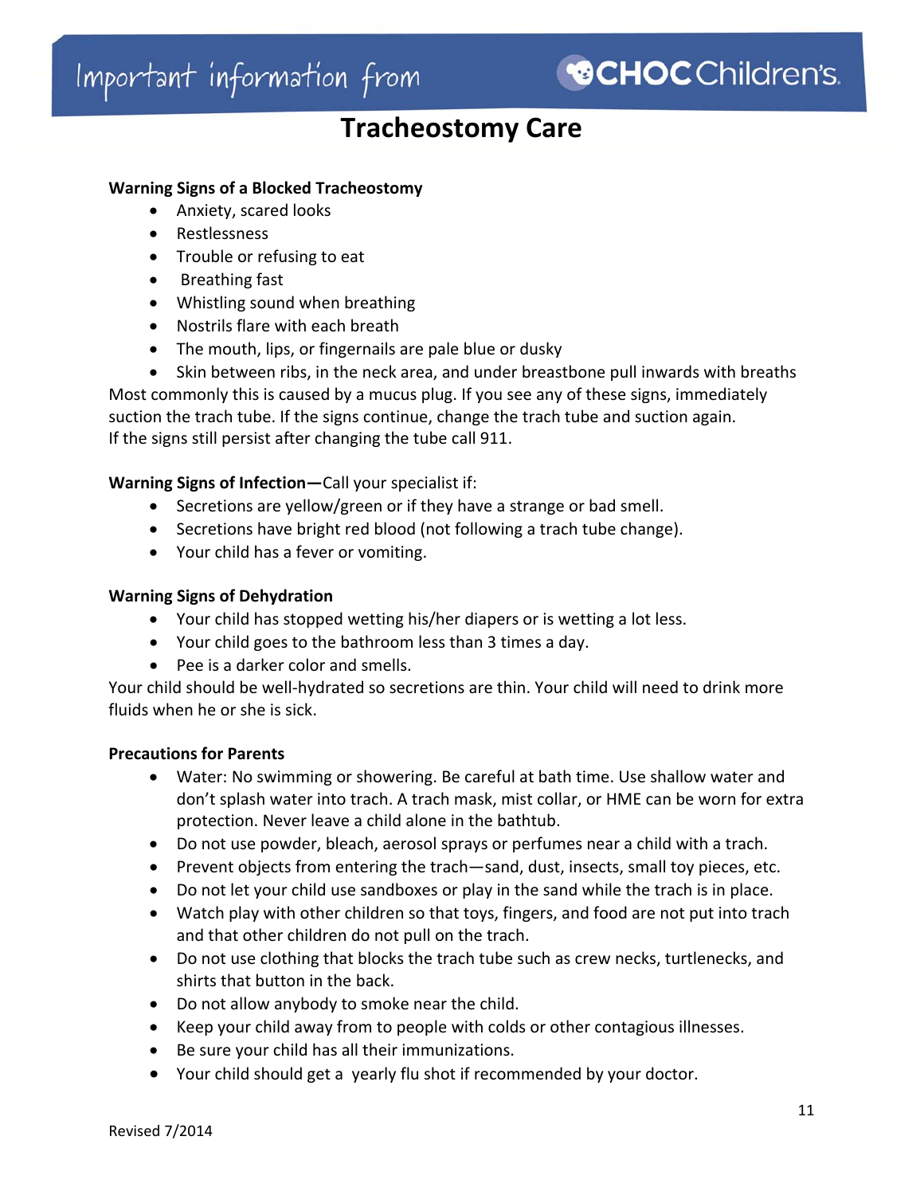# Tracheostomy Care

**Warning Signs of a Blocked Tracheostomy**

- Anxiety, scared looks
- Restlessness
- Trouble or refusing to eat
- Breathing fast
- Whistling sound when breathing
- Nostrils flare with each breath
- The mouth, lips, or fingernails are pale blue or dusky
- Skin between ribs, in the neck area, and under breastbone pull inwards with breaths

Most commonly this is caused by a mucus plug. If you see any of these signs, immediately suction the trach tube. If the signs continue, change the trach tube and suction again. If the signs still persist after changing the tube call 911.

**Warning Signs of Infection**—Call your specialist if:

- Secretions are yellow/green or if they have a strange or bad smell.
- Secretions have bright red blood (not following a trach tube change).
- Your child has a fever or vomiting.

**Warning Signs of Dehydration**

- Your child has stopped wetting his/her diapers or is wetting a lot less.
- Your child goes to the bathroom less than 3 times a day.
- Pee is a darker color and smells.

Your child should be well-hydrated so secretions are thin. Your child will need to drink more fluids when he or she is sick.

**Precautions for Parents**

- Water: No swimming or showering. Be careful at bath time. Use shallow water and don't splash water into trach. A trach mask, mist collar, or HME can be worn for extra protection. Never leave a child alone in the bathtub.
- Do not use powder, bleach, aerosol sprays or perfumes near a child with a trach.
- Prevent objects from entering the trach—sand, dust, insects, small toy pieces, etc.
- Do not let your child use sandboxes or play in the sand while the trach is in place.
- Watch play with other children so that toys, fingers, and food are not put into trach and that other children do not pull on the trach.
- Do not use clothing that blocks the trach tube such as crew necks, turtlenecks, and shirts that button in the back.
- Do not allow anybody to smoke near the child.
- Keep your child away from to people with colds or other contagious illnesses.
- Be sure your child has all their immunizations.
- Your child should get a yearly flu shot if recommended by your doctor.

Revised 7/2014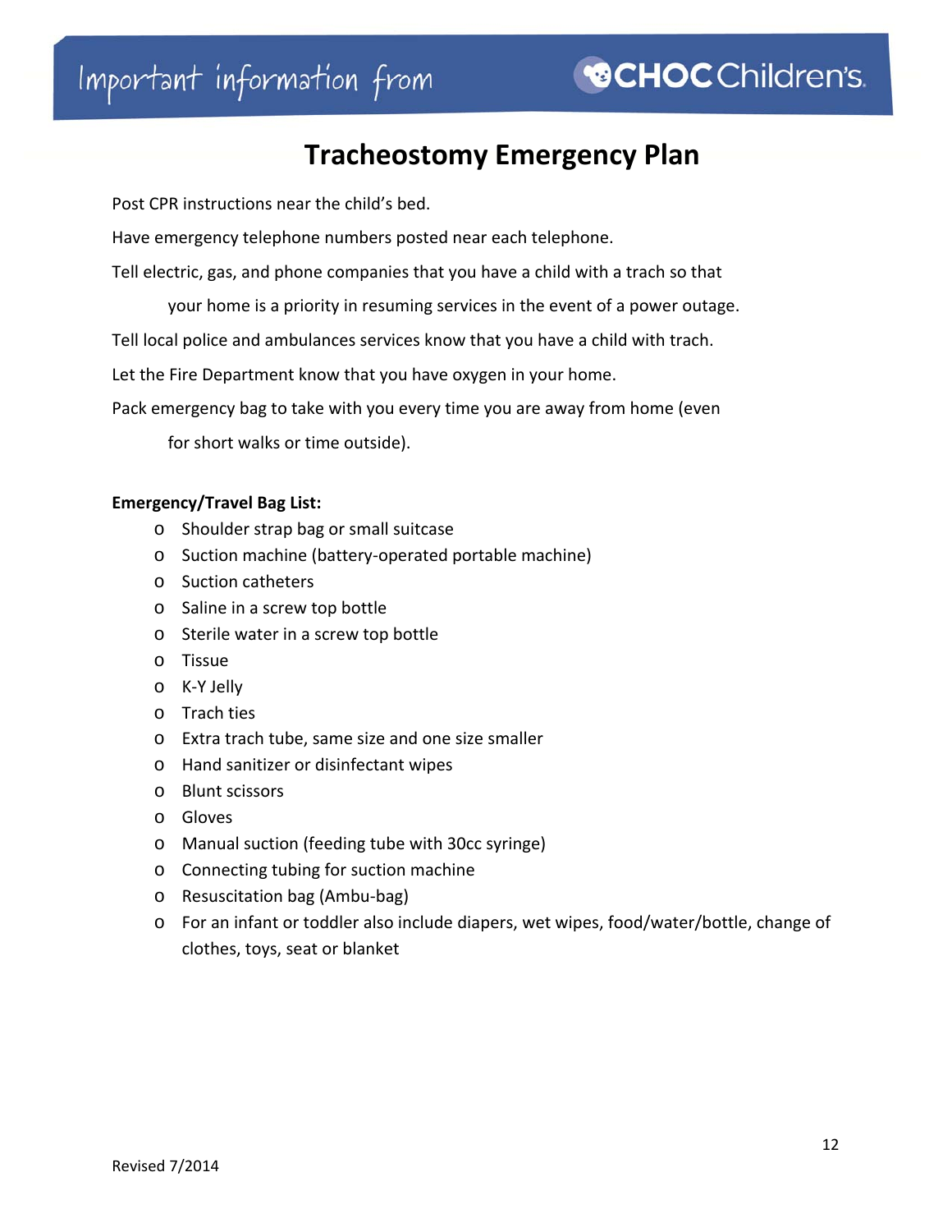# Tracheostomy Emergency Plan

Post CPR instructions near the child's bed.

Have emergency telephone numbers posted near each telephone.

Tell electric, gas, and phone companies that you have a child with a trach so that your home is a priority in resuming services in the event of a power outage.

Tell local police and ambulances services know that you have a child with trach.

Let the Fire Department know that you have oxygen in your home.

Pack emergency bag to take with you every time you are away from home (even for short walks or time outside).

**Emergency/Travel Bag List:**

- Shoulder strap bag or small suitcase
- Suction machine (battery-operated portable machine)
- Suction catheters
- Saline in a screw top bottle
- Sterile water in a screw top bottle
- Tissue
- K-Y Jelly
- Trach ties
- Extra trach tube, same size and one size smaller
- Hand sanitizer or disinfectant wipes
- Blunt scissors
- Gloves
- Manual suction (feeding tube with 30cc syringe)
- Connecting tubing for suction machine
- Resuscitation bag (Ambu-bag)
- For an infant or toddler also include diapers, wet wipes, food/water/bottle, change of clothes, toys, seat or blanket

Revised 7/2014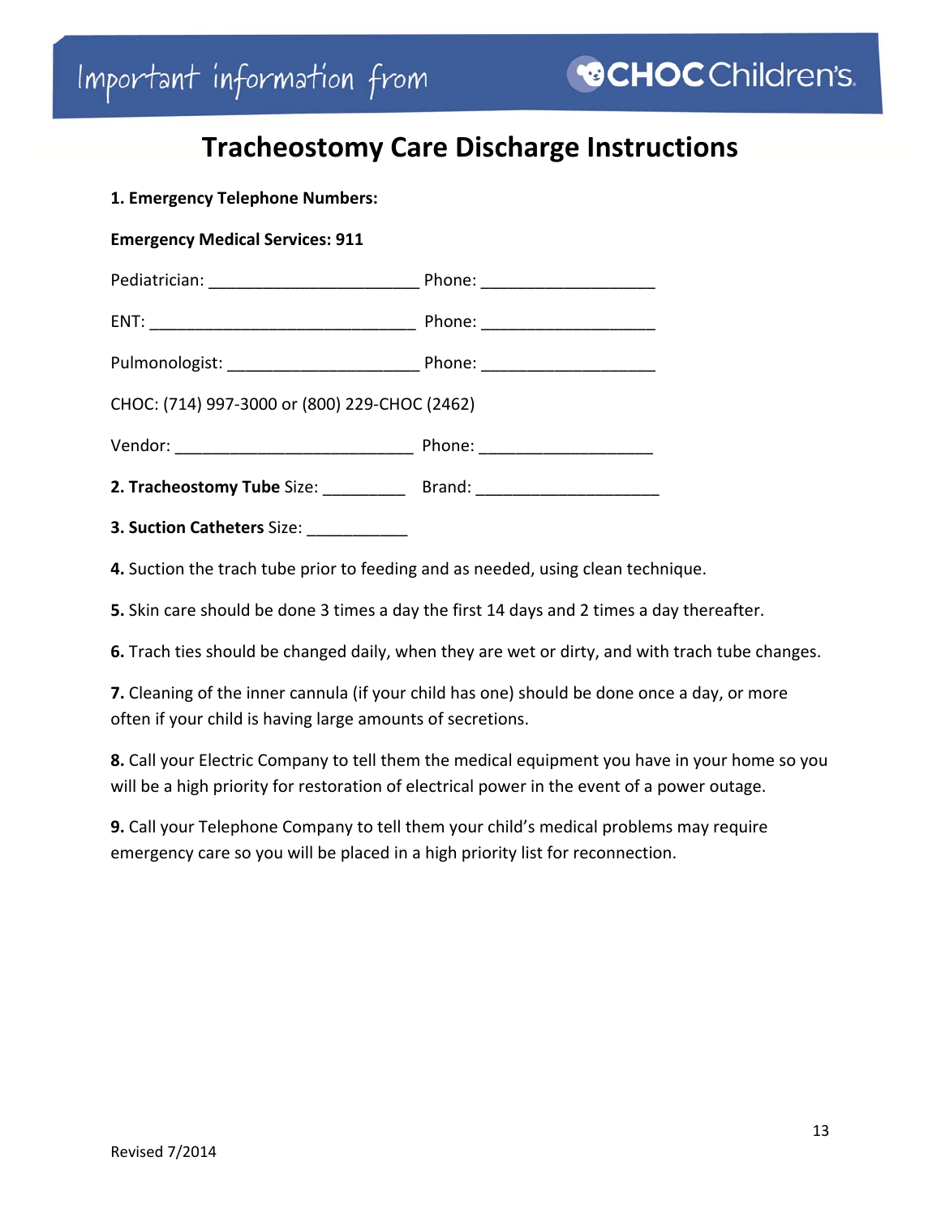Important information from CHOC Children's

# Tracheostomy Care Discharge Instructions

**1. Emergency Telephone Numbers:**

**Emergency Medical Services: 911**

Pediatrician: ______________________ Phone: __________________

ENT: ____________________________ Phone: __________________

Pulmonologist: ____________________ Phone: __________________

CHOC: (714) 997-3000 or (800) 229-CHOC (2462)

Vendor: _________________________ Phone: __________________

**2. Tracheostomy Tube** Size: ________ Brand: ___________________

**3. Suction Catheters** Size: __________

**4.** Suction the trach tube prior to feeding and as needed, using clean technique.

**5.** Skin care should be done 3 times a day the first 14 days and 2 times a day thereafter.

**6.** Trach ties should be changed daily, when they are wet or dirty, and with trach tube changes.

**7.** Cleaning of the inner cannula (if your child has one) should be done once a day, or more often if your child is having large amounts of secretions.

**8.** Call your Electric Company to tell them the medical equipment you have in your home so you will be a high priority for restoration of electrical power in the event of a power outage.

**9.** Call your Telephone Company to tell them your child's medical problems may require emergency care so you will be placed in a high priority list for reconnection.

Revised 7/2014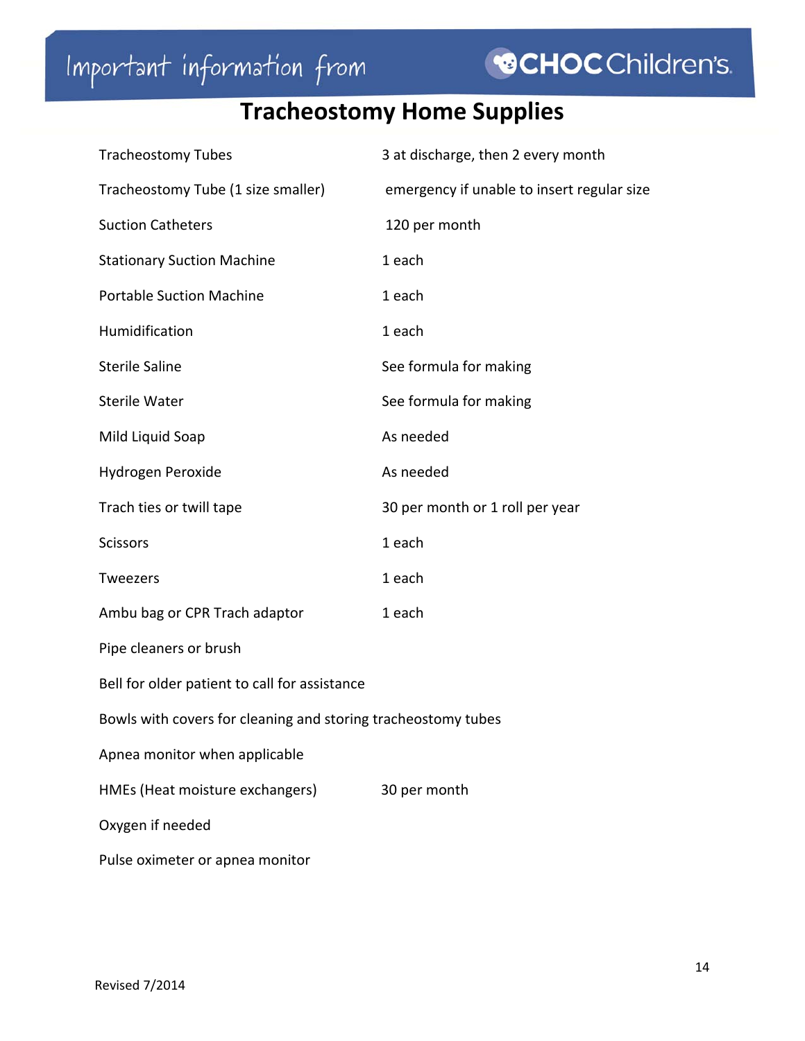Important information from CHOC Children's

# Tracheostomy Home Supplies

| | |
|---|---|
| Tracheostomy Tubes | 3 at discharge, then 2 every month |
| Tracheostomy Tube (1 size smaller) | emergency if unable to insert regular size |
| Suction Catheters | 120 per month |
| Stationary Suction Machine | 1 each |
| Portable Suction Machine | 1 each |
| Humidification | 1 each |
| Sterile Saline | See formula for making |
| Sterile Water | See formula for making |
| Mild Liquid Soap | As needed |
| Hydrogen Peroxide | As needed |
| Trach ties or twill tape | 30 per month or 1 roll per year |
| Scissors | 1 each |
| Tweezers | 1 each |
| Ambu bag or CPR Trach adaptor | 1 each |
| Pipe cleaners or brush | |
| Bell for older patient to call for assistance | |
| Bowls with covers for cleaning and storing tracheostomy tubes | |
| Apnea monitor when applicable | |
| HMEs (Heat moisture exchangers) | 30 per month |
| Oxygen if needed | |
| Pulse oximeter or apnea monitor | |

Revised 7/2014